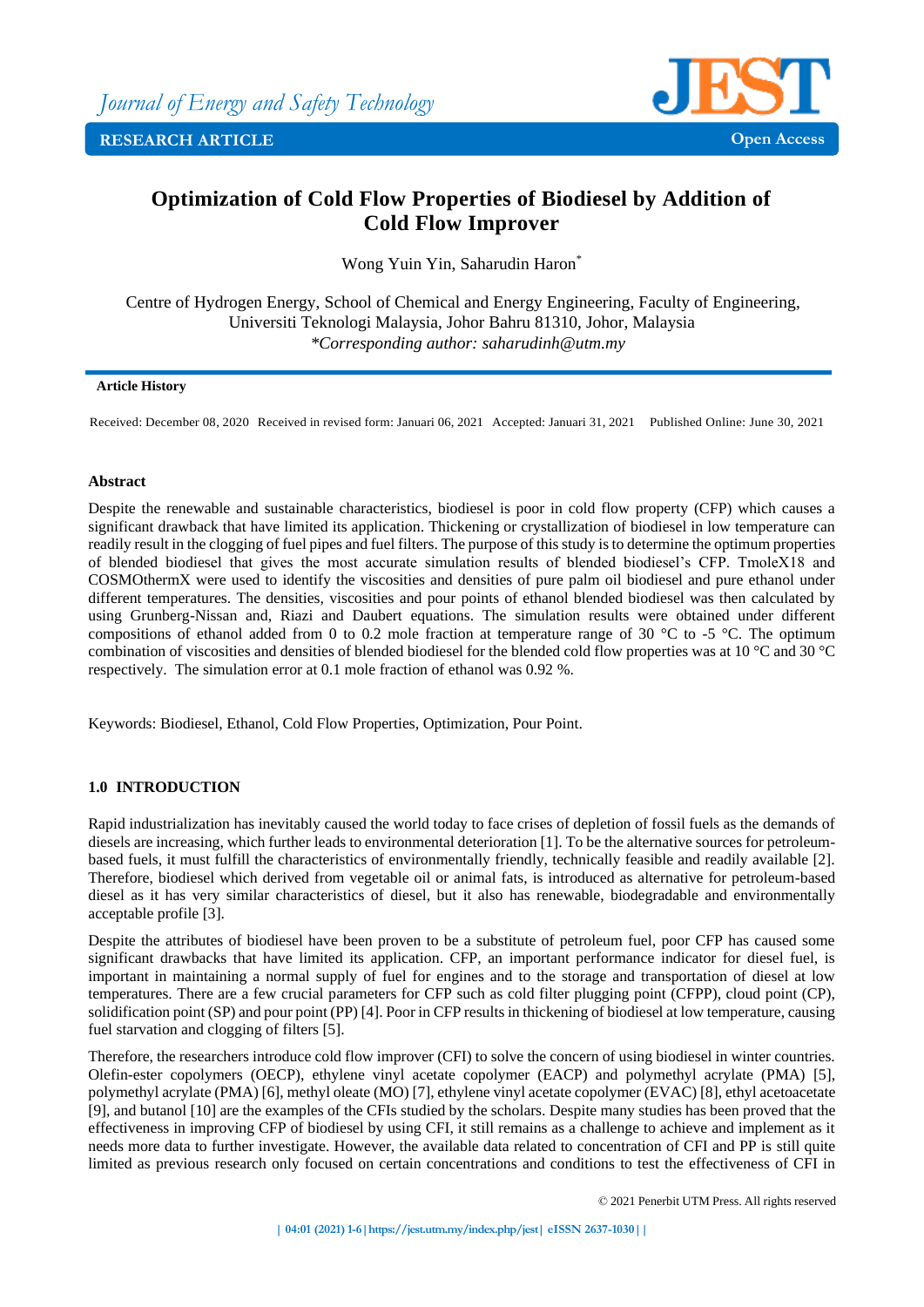Journal of Energy and Safety Technology

RESEARCH ARTICLE

Open Access

# Optimization of Cold Flow Properties of Biodiesel by Addition of Cold Flow Improver

Wong Yuin Yin, Saharudin Haron*

Centre of Hydrogen Energy, School of Chemical and Energy Engineering, Faculty of Engineering, Universiti Teknologi Malaysia, Johor Bahru 81310, Johor, Malaysia
*\*Corresponding author: saharudinh@utm.my*

**Article History**

Received: December 08, 2020 Received in revised form: Januari 06, 2021 Accepted: Januari 31, 2021 Published Online: June 30, 2021

## Abstract

Despite the renewable and sustainable characteristics, biodiesel is poor in cold flow property (CFP) which causes a significant drawback that have limited its application. Thickening or crystallization of biodiesel in low temperature can readily result in the clogging of fuel pipes and fuel filters. The purpose of this study is to determine the optimum properties of blended biodiesel that gives the most accurate simulation results of blended biodiesel's CFP. TmoleX18 and COSMOthermX were used to identify the viscosities and densities of pure palm oil biodiesel and pure ethanol under different temperatures. The densities, viscosities and pour points of ethanol blended biodiesel was then calculated by using Grunberg-Nissan and, Riazi and Daubert equations. The simulation results were obtained under different compositions of ethanol added from 0 to 0.2 mole fraction at temperature range of 30 °C to -5 °C. The optimum combination of viscosities and densities of blended biodiesel for the blended cold flow properties was at 10 °C and 30 °C respectively. The simulation error at 0.1 mole fraction of ethanol was 0.92 %.

Keywords: Biodiesel, Ethanol, Cold Flow Properties, Optimization, Pour Point.

## 1.0 INTRODUCTION

Rapid industrialization has inevitably caused the world today to face crises of depletion of fossil fuels as the demands of diesels are increasing, which further leads to environmental deterioration [1]. To be the alternative sources for petroleum-based fuels, it must fulfill the characteristics of environmentally friendly, technically feasible and readily available [2]. Therefore, biodiesel which derived from vegetable oil or animal fats, is introduced as alternative for petroleum-based diesel as it has very similar characteristics of diesel, but it also has renewable, biodegradable and environmentally acceptable profile [3].

Despite the attributes of biodiesel have been proven to be a substitute of petroleum fuel, poor CFP has caused some significant drawbacks that have limited its application. CFP, an important performance indicator for diesel fuel, is important in maintaining a normal supply of fuel for engines and to the storage and transportation of diesel at low temperatures. There are a few crucial parameters for CFP such as cold filter plugging point (CFPP), cloud point (CP), solidification point (SP) and pour point (PP) [4]. Poor in CFP results in thickening of biodiesel at low temperature, causing fuel starvation and clogging of filters [5].

Therefore, the researchers introduce cold flow improver (CFI) to solve the concern of using biodiesel in winter countries. Olefin-ester copolymers (OECP), ethylene vinyl acetate copolymer (EACP) and polymethyl acrylate (PMA) [5], polymethyl acrylate (PMA) [6], methyl oleate (MO) [7], ethylene vinyl acetate copolymer (EVAC) [8], ethyl acetoacetate [9], and butanol [10] are the examples of the CFIs studied by the scholars. Despite many studies has been proved that the effectiveness in improving CFP of biodiesel by using CFI, it still remains as a challenge to achieve and implement as it needs more data to further investigate. However, the available data related to concentration of CFI and PP is still quite limited as previous research only focused on certain concentrations and conditions to test the effectiveness of CFI in

© 2021 Penerbit UTM Press. All rights reserved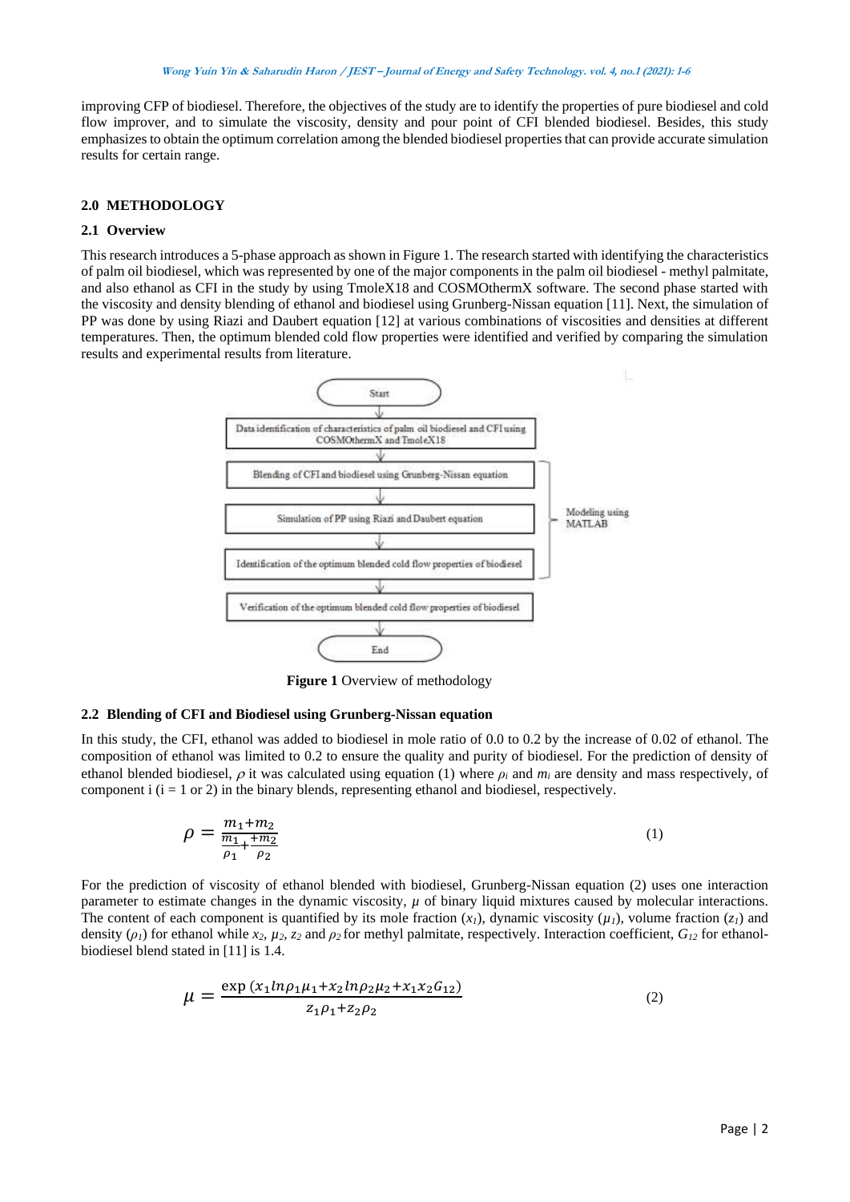improving CFP of biodiesel. Therefore, the objectives of the study are to identify the properties of pure biodiesel and cold flow improver, and to simulate the viscosity, density and pour point of CFI blended biodiesel. Besides, this study emphasizes to obtain the optimum correlation among the blended biodiesel properties that can provide accurate simulation results for certain range.

## 2.0 METHODOLOGY

### 2.1 Overview

This research introduces a 5-phase approach as shown in Figure 1. The research started with identifying the characteristics of palm oil biodiesel, which was represented by one of the major components in the palm oil biodiesel - methyl palmitate, and also ethanol as CFI in the study by using TmoleX18 and COSMOthermX software. The second phase started with the viscosity and density blending of ethanol and biodiesel using Grunberg-Nissan equation [11]. Next, the simulation of PP was done by using Riazi and Daubert equation [12] at various combinations of viscosities and densities at different temperatures. Then, the optimum blended cold flow properties were identified and verified by comparing the simulation results and experimental results from literature.

Start

Data identification of characteristics of palm oil biodiesel and CFI using COSMOthermX and TmoleX18

Blending of CFI and biodiesel using Grunberg-Nissan equation

Simulation of PP using Riazi and Daubert equation

Identification of the optimum blended cold flow properties of biodiesel

Verification of the optimum blended cold flow properties of biodiesel

End

Modeling using MATLAB

**Figure 1** Overview of methodology

### 2.2 Blending of CFI and Biodiesel using Grunberg-Nissan equation

In this study, the CFI, ethanol was added to biodiesel in mole ratio of 0.0 to 0.2 by the increase of 0.02 of ethanol. The composition of ethanol was limited to 0.2 to ensure the quality and purity of biodiesel. For the prediction of density of ethanol blended biodiesel, $\rho$ it was calculated using equation (1) where $\rho_i$ and $m_i$ are density and mass respectively, of component i (i = 1 or 2) in the binary blends, representing ethanol and biodiesel, respectively.

$$\rho = \frac{m_1+m_2}{\frac{m_1}{\rho_1}+\frac{m_2}{\rho_2}} \tag{1}$$

For the prediction of viscosity of ethanol blended with biodiesel, Grunberg-Nissan equation (2) uses one interaction parameter to estimate changes in the dynamic viscosity, $\mu$ of binary liquid mixtures caused by molecular interactions. The content of each component is quantified by its mole fraction ($x_1$), dynamic viscosity ($\mu_1$), volume fraction ($z_1$) and density ($\rho_1$) for ethanol while $x_2$, $\mu_2$, $z_2$ and $\rho_2$ for methyl palmitate, respectively. Interaction coefficient, $G_{12}$ for ethanol-biodiesel blend stated in [11] is 1.4.

$$\mu = \frac{\exp\left(x_1 ln\rho_1\mu_1 + x_2 ln\rho_2\mu_2 + x_1x_2G_{12}\right)}{z_1\rho_1 + z_2\rho_2} \tag{2}$$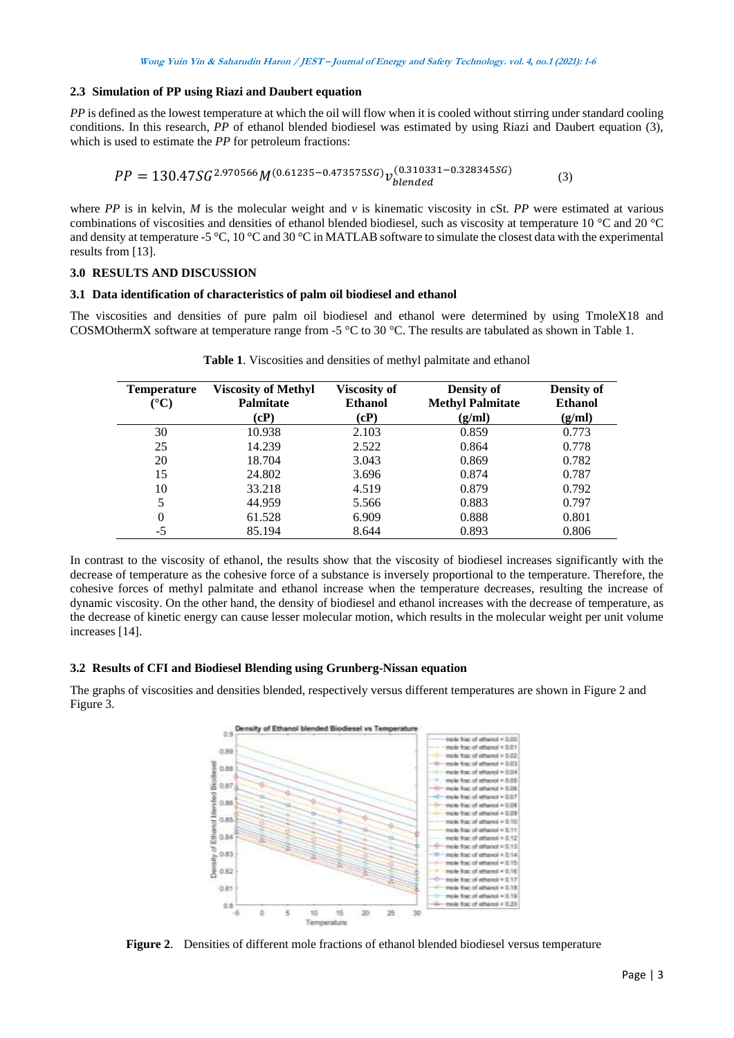### 2.3 Simulation of PP using Riazi and Daubert equation

*PP* is defined as the lowest temperature at which the oil will flow when it is cooled without stirring under standard cooling conditions. In this research, *PP* of ethanol blended biodiesel was estimated by using Riazi and Daubert equation (3), which is used to estimate the *PP* for petroleum fractions:

$$PP = 130.47SG^{2.970566}M^{(0.61235-0.473575SG)}v_{blended}^{(0.310331-0.328345SG)} \tag{3}$$

where *PP* is in kelvin, *M* is the molecular weight and *v* is kinematic viscosity in cSt. *PP* were estimated at various combinations of viscosities and densities of ethanol blended biodiesel, such as viscosity at temperature 10 °C and 20 °C and density at temperature -5 °C, 10 °C and 30 °C in MATLAB software to simulate the closest data with the experimental results from [13].

## 3.0 RESULTS AND DISCUSSION

### 3.1 Data identification of characteristics of palm oil biodiesel and ethanol

The viscosities and densities of pure palm oil biodiesel and ethanol were determined by using TmoleX18 and COSMOthermX software at temperature range from -5 °C to 30 °C. The results are tabulated as shown in Table 1.

**Table 1**. Viscosities and densities of methyl palmitate and ethanol

| Temperature (°C) | Viscosity of Methyl Palmitate (cP) | Viscosity of Ethanol (cP) | Density of Methyl Palmitate (g/ml) | Density of Ethanol (g/ml) |
|---|---|---|---|---|
| 30 | 10.938 | 2.103 | 0.859 | 0.773 |
| 25 | 14.239 | 2.522 | 0.864 | 0.778 |
| 20 | 18.704 | 3.043 | 0.869 | 0.782 |
| 15 | 24.802 | 3.696 | 0.874 | 0.787 |
| 10 | 33.218 | 4.519 | 0.879 | 0.792 |
| 5 | 44.959 | 5.566 | 0.883 | 0.797 |
| 0 | 61.528 | 6.909 | 0.888 | 0.801 |
| -5 | 85.194 | 8.644 | 0.893 | 0.806 |

In contrast to the viscosity of ethanol, the results show that the viscosity of biodiesel increases significantly with the decrease of temperature as the cohesive force of a substance is inversely proportional to the temperature. Therefore, the cohesive forces of methyl palmitate and ethanol increase when the temperature decreases, resulting the increase of dynamic viscosity. On the other hand, the density of biodiesel and ethanol increases with the decrease of temperature, as the decrease of kinetic energy can cause lesser molecular motion, which results in the molecular weight per unit volume increases [14].

### 3.2 Results of CFI and Biodiesel Blending using Grunberg-Nissan equation

The graphs of viscosities and densities blended, respectively versus different temperatures are shown in Figure 2 and Figure 3.

**Figure 2**. Densities of different mole fractions of ethanol blended biodiesel versus temperature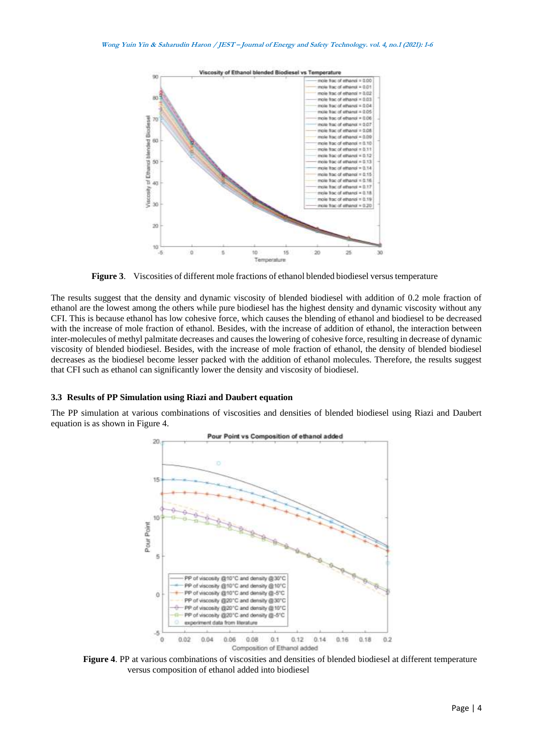**Figure 3**. Viscosities of different mole fractions of ethanol blended biodiesel versus temperature

The results suggest that the density and dynamic viscosity of blended biodiesel with addition of 0.2 mole fraction of ethanol are the lowest among the others while pure biodiesel has the highest density and dynamic viscosity without any CFI. This is because ethanol has low cohesive force, which causes the blending of ethanol and biodiesel to be decreased with the increase of mole fraction of ethanol. Besides, with the increase of addition of ethanol, the interaction between inter-molecules of methyl palmitate decreases and causes the lowering of cohesive force, resulting in decrease of dynamic viscosity of blended biodiesel. Besides, with the increase of mole fraction of ethanol, the density of blended biodiesel decreases as the biodiesel become lesser packed with the addition of ethanol molecules. Therefore, the results suggest that CFI such as ethanol can significantly lower the density and viscosity of biodiesel.

### 3.3 Results of PP Simulation using Riazi and Daubert equation

The PP simulation at various combinations of viscosities and densities of blended biodiesel using Riazi and Daubert equation is as shown in Figure 4.

**Figure 4**. PP at various combinations of viscosities and densities of blended biodiesel at different temperature versus composition of ethanol added into biodiesel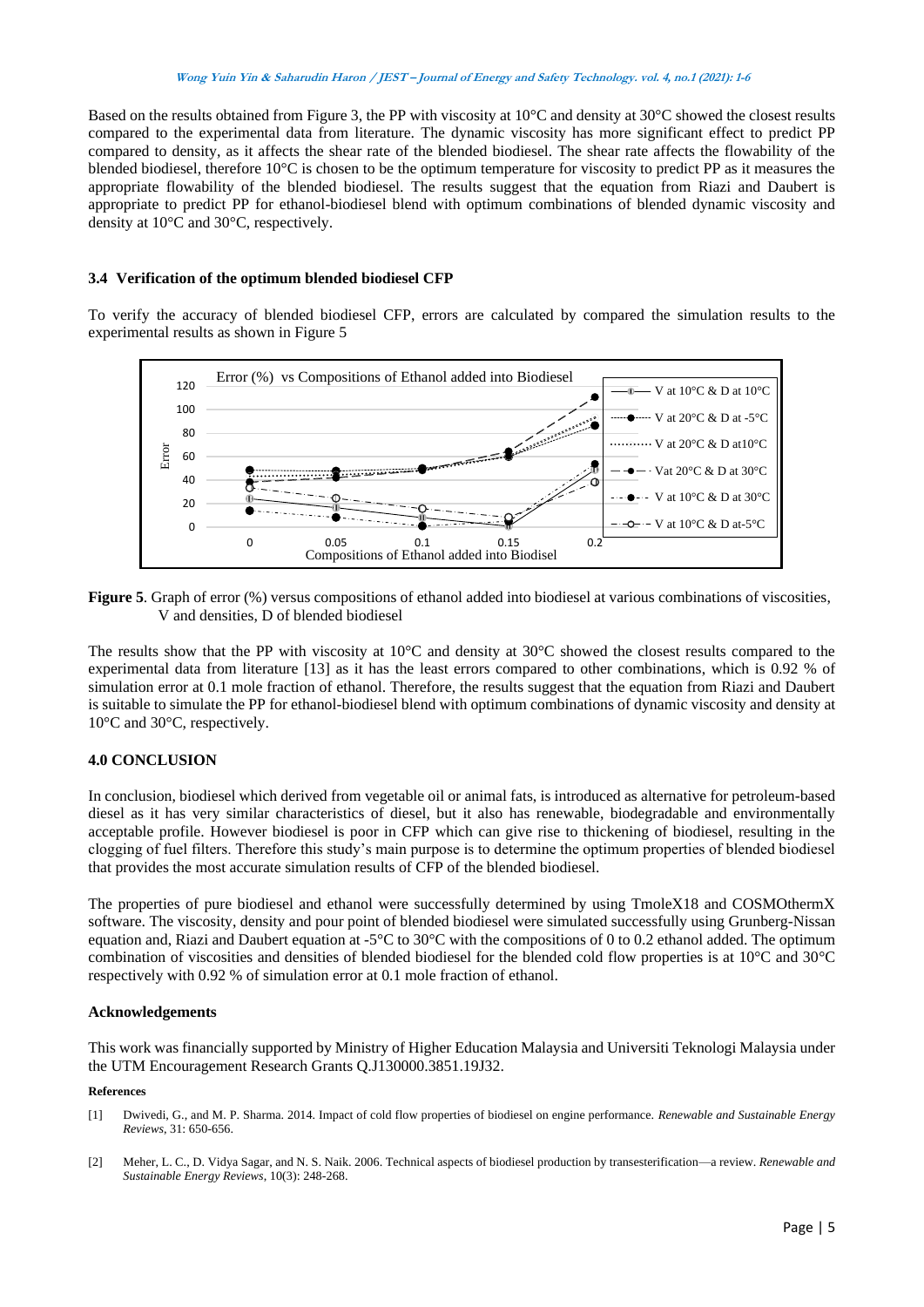Based on the results obtained from Figure 3, the PP with viscosity at 10°C and density at 30°C showed the closest results compared to the experimental data from literature. The dynamic viscosity has more significant effect to predict PP compared to density, as it affects the shear rate of the blended biodiesel. The shear rate affects the flowability of the blended biodiesel, therefore 10°C is chosen to be the optimum temperature for viscosity to predict PP as it measures the appropriate flowability of the blended biodiesel. The results suggest that the equation from Riazi and Daubert is appropriate to predict PP for ethanol-biodiesel blend with optimum combinations of blended dynamic viscosity and density at 10°C and 30°C, respectively.

### 3.4 Verification of the optimum blended biodiesel CFP

To verify the accuracy of blended biodiesel CFP, errors are calculated by compared the simulation results to the experimental results as shown in Figure 5

**Figure 5**. Graph of error (%) versus compositions of ethanol added into biodiesel at various combinations of viscosities, V and densities, D of blended biodiesel

The results show that the PP with viscosity at 10°C and density at 30°C showed the closest results compared to the experimental data from literature [13] as it has the least errors compared to other combinations, which is 0.92 % of simulation error at 0.1 mole fraction of ethanol. Therefore, the results suggest that the equation from Riazi and Daubert is suitable to simulate the PP for ethanol-biodiesel blend with optimum combinations of dynamic viscosity and density at 10°C and 30°C, respectively.

## 4.0 CONCLUSION

In conclusion, biodiesel which derived from vegetable oil or animal fats, is introduced as alternative for petroleum-based diesel as it has very similar characteristics of diesel, but it also has renewable, biodegradable and environmentally acceptable profile. However biodiesel is poor in CFP which can give rise to thickening of biodiesel, resulting in the clogging of fuel filters. Therefore this study's main purpose is to determine the optimum properties of blended biodiesel that provides the most accurate simulation results of CFP of the blended biodiesel.

The properties of pure biodiesel and ethanol were successfully determined by using TmoleX18 and COSMOthermX software. The viscosity, density and pour point of blended biodiesel were simulated successfully using Grunberg-Nissan equation and, Riazi and Daubert equation at -5°C to 30°C with the compositions of 0 to 0.2 ethanol added. The optimum combination of viscosities and densities of blended biodiesel for the blended cold flow properties is at 10°C and 30°C respectively with 0.92 % of simulation error at 0.1 mole fraction of ethanol.

### Acknowledgements

This work was financially supported by Ministry of Higher Education Malaysia and Universiti Teknologi Malaysia under the UTM Encouragement Research Grants Q.J130000.3851.19J32.

### References

[1] Dwivedi, G., and M. P. Sharma. 2014. Impact of cold flow properties of biodiesel on engine performance. *Renewable and Sustainable Energy Reviews*, 31: 650-656.

[2] Meher, L. C., D. Vidya Sagar, and N. S. Naik. 2006. Technical aspects of biodiesel production by transesterification—a review. *Renewable and Sustainable Energy Reviews*, 10(3): 248-268.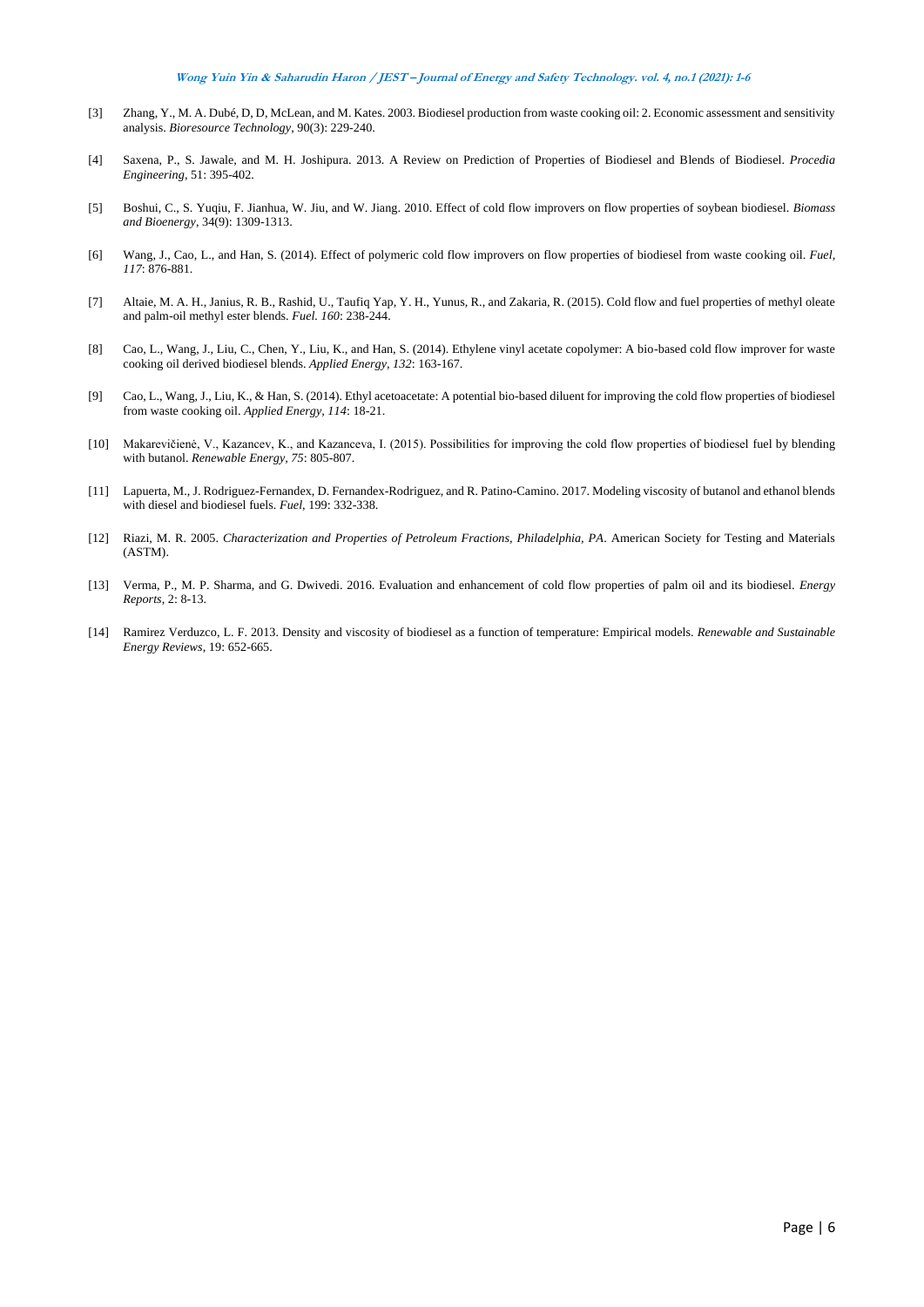[3] Zhang, Y., M. A. Dubé, D, D, McLean, and M. Kates. 2003. Biodiesel production from waste cooking oil: 2. Economic assessment and sensitivity analysis. *Bioresource Technology*, 90(3): 229-240.

[4] Saxena, P., S. Jawale, and M. H. Joshipura. 2013. A Review on Prediction of Properties of Biodiesel and Blends of Biodiesel. *Procedia Engineering*, 51: 395-402.

[5] Boshui, C., S. Yuqiu, F. Jianhua, W. Jiu, and W. Jiang. 2010. Effect of cold flow improvers on flow properties of soybean biodiesel. *Biomass and Bioenergy*, 34(9): 1309-1313.

[6] Wang, J., Cao, L., and Han, S. (2014). Effect of polymeric cold flow improvers on flow properties of biodiesel from waste cooking oil. *Fuel, 117*: 876-881.

[7] Altaie, M. A. H., Janius, R. B., Rashid, U., Taufiq Yap, Y. H., Yunus, R., and Zakaria, R. (2015). Cold flow and fuel properties of methyl oleate and palm-oil methyl ester blends. *Fuel. 160*: 238-244.

[8] Cao, L., Wang, J., Liu, C., Chen, Y., Liu, K., and Han, S. (2014). Ethylene vinyl acetate copolymer: A bio-based cold flow improver for waste cooking oil derived biodiesel blends. *Applied Energy, 132*: 163-167.

[9] Cao, L., Wang, J., Liu, K., & Han, S. (2014). Ethyl acetoacetate: A potential bio-based diluent for improving the cold flow properties of biodiesel from waste cooking oil. *Applied Energy, 114*: 18-21.

[10] Makarevičienė, V., Kazancev, K., and Kazanceva, I. (2015). Possibilities for improving the cold flow properties of biodiesel fuel by blending with butanol. *Renewable Energy, 75*: 805-807.

[11] Lapuerta, M., J. Rodriguez-Fernandex, D. Fernandex-Rodriguez, and R. Patino-Camino. 2017. Modeling viscosity of butanol and ethanol blends with diesel and biodiesel fuels. *Fuel*, 199: 332-338.

[12] Riazi, M. R. 2005. *Characterization and Properties of Petroleum Fractions, Philadelphia, PA*. American Society for Testing and Materials (ASTM).

[13] Verma, P., M. P. Sharma, and G. Dwivedi. 2016. Evaluation and enhancement of cold flow properties of palm oil and its biodiesel. *Energy Reports*, 2: 8-13.

[14] Ramirez Verduzco, L. F. 2013. Density and viscosity of biodiesel as a function of temperature: Empirical models. *Renewable and Sustainable Energy Reviews*, 19: 652-665.